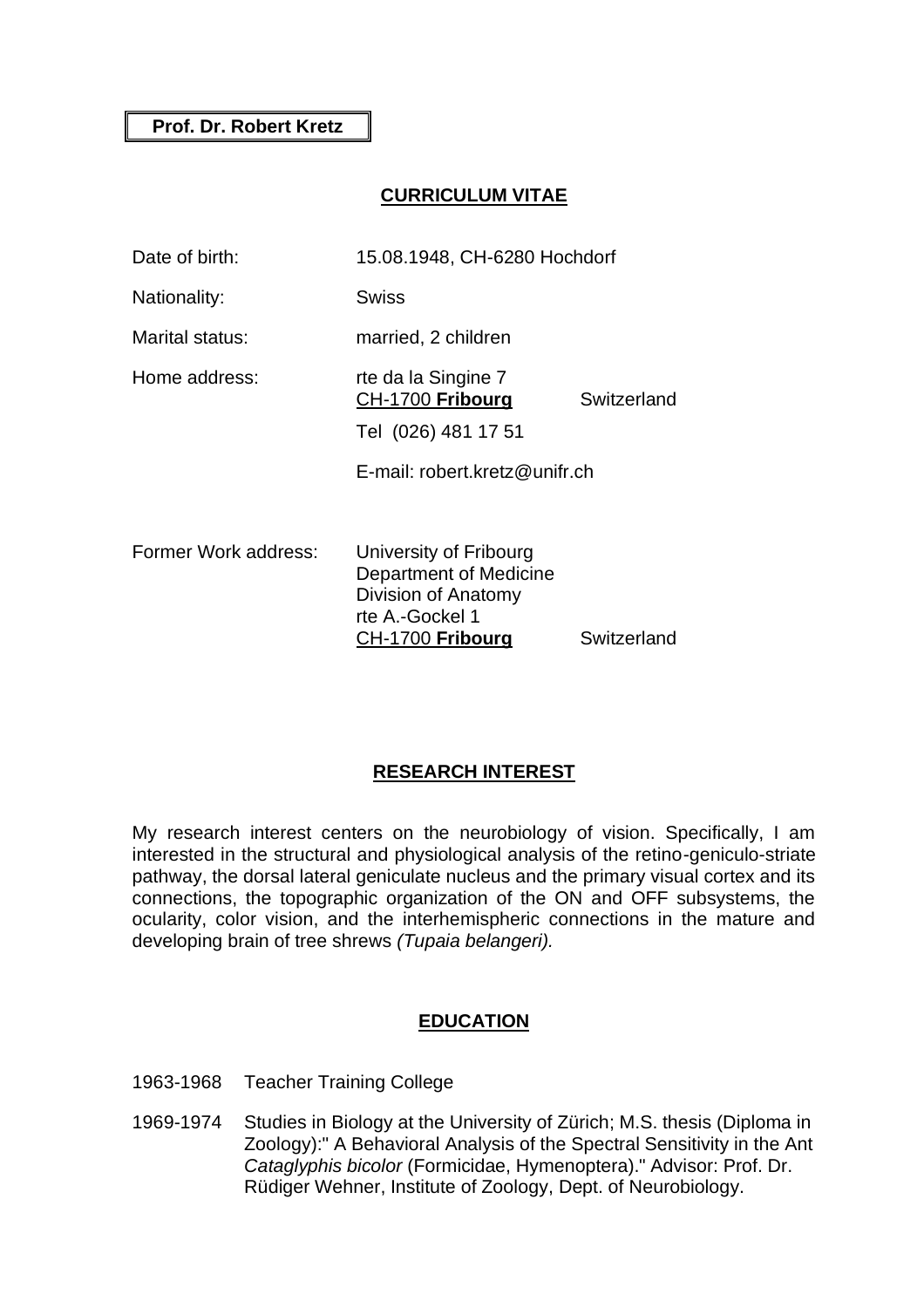**Prof. Dr. Robert Kretz**

## CURRICULUM VITAE

| | | |
|---|---|---|
| Date of birth: | 15.08.1948, CH-6280 Hochdorf | |
| Nationality: | Swiss | |
| Marital status: | married, 2 children | |
| Home address: | rte da la Singine 7<br>CH-1700 **Fribourg** | Switzerland |
| | Tel (026) 481 17 51 | |
| | E-mail: robert.kretz@unifr.ch | |
| Former Work address: | University of Fribourg<br>Department of Medicine<br>Division of Anatomy<br>rte A.-Gockel 1<br>CH-1700 **Fribourg** | Switzerland |

## RESEARCH INTEREST

My research interest centers on the neurobiology of vision. Specifically, I am interested in the structural and physiological analysis of the retino-geniculo-striate pathway, the dorsal lateral geniculate nucleus and the primary visual cortex and its connections, the topographic organization of the ON and OFF subsystems, the ocularity, color vision, and the interhemispheric connections in the mature and developing brain of tree shrews *(Tupaia belangeri).*

## EDUCATION

1963-1968 Teacher Training College

1969-1974 Studies in Biology at the University of Zürich; M.S. thesis (Diploma in Zoology):" A Behavioral Analysis of the Spectral Sensitivity in the Ant *Cataglyphis bicolor* (Formicidae, Hymenoptera)." Advisor: Prof. Dr. Rüdiger Wehner, Institute of Zoology, Dept. of Neurobiology.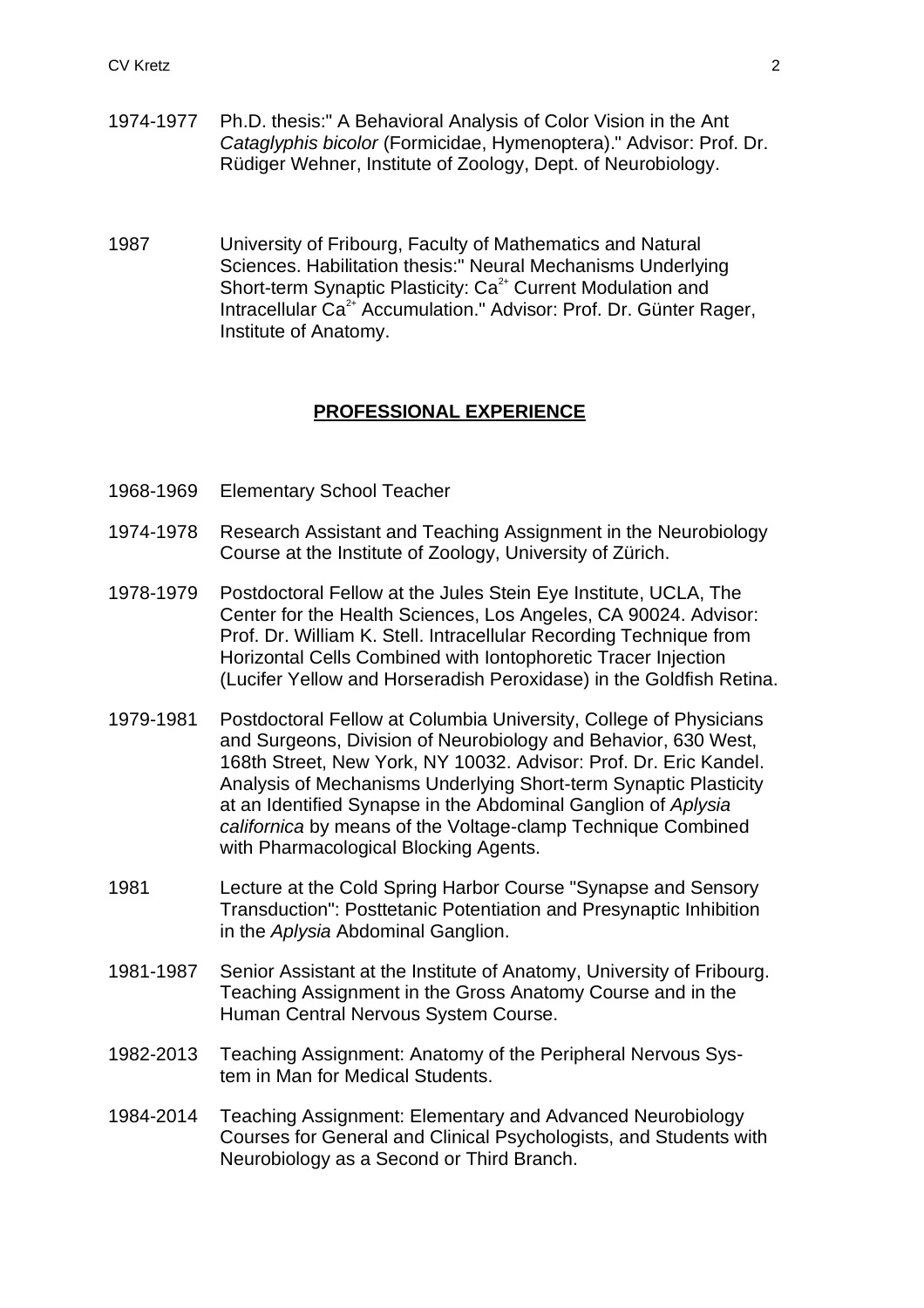1974-1977 Ph.D. thesis:" A Behavioral Analysis of Color Vision in the Ant *Cataglyphis bicolor* (Formicidae, Hymenoptera)." Advisor: Prof. Dr. Rüdiger Wehner, Institute of Zoology, Dept. of Neurobiology.

1987 University of Fribourg, Faculty of Mathematics and Natural Sciences. Habilitation thesis:" Neural Mechanisms Underlying Short-term Synaptic Plasticity: $Ca^{2+}$ Current Modulation and Intracellular $Ca^{2+}$ Accumulation." Advisor: Prof. Dr. Günter Rager, Institute of Anatomy.

## **PROFESSIONAL EXPERIENCE**

1968-1969 Elementary School Teacher

1974-1978 Research Assistant and Teaching Assignment in the Neurobiology Course at the Institute of Zoology, University of Zürich.

1978-1979 Postdoctoral Fellow at the Jules Stein Eye Institute, UCLA, The Center for the Health Sciences, Los Angeles, CA 90024. Advisor: Prof. Dr. William K. Stell. Intracellular Recording Technique from Horizontal Cells Combined with Iontophoretic Tracer Injection (Lucifer Yellow and Horseradish Peroxidase) in the Goldfish Retina.

1979-1981 Postdoctoral Fellow at Columbia University, College of Physicians and Surgeons, Division of Neurobiology and Behavior, 630 West, 168th Street, New York, NY 10032. Advisor: Prof. Dr. Eric Kandel. Analysis of Mechanisms Underlying Short-term Synaptic Plasticity at an Identified Synapse in the Abdominal Ganglion of *Aplysia californica* by means of the Voltage-clamp Technique Combined with Pharmacological Blocking Agents.

1981 Lecture at the Cold Spring Harbor Course "Synapse and Sensory Transduction": Posttetanic Potentiation and Presynaptic Inhibition in the *Aplysia* Abdominal Ganglion.

1981-1987 Senior Assistant at the Institute of Anatomy, University of Fribourg. Teaching Assignment in the Gross Anatomy Course and in the Human Central Nervous System Course.

1982-2013 Teaching Assignment: Anatomy of the Peripheral Nervous System in Man for Medical Students.

1984-2014 Teaching Assignment: Elementary and Advanced Neurobiology Courses for General and Clinical Psychologists, and Students with Neurobiology as a Second or Third Branch.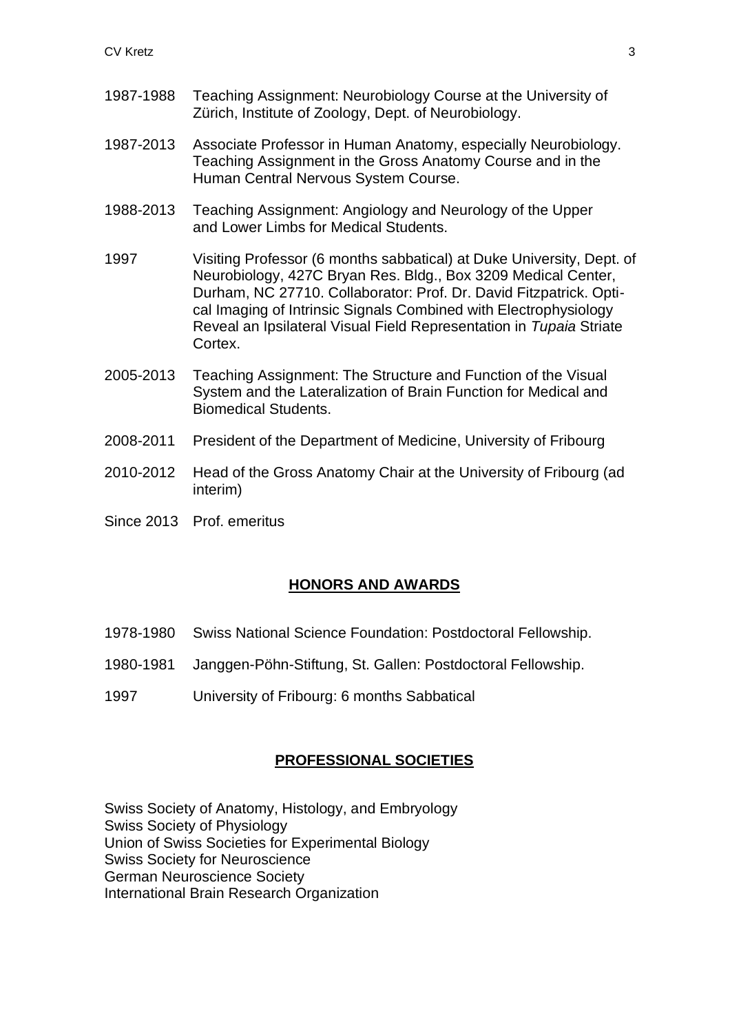1987-1988 Teaching Assignment: Neurobiology Course at the University of Zürich, Institute of Zoology, Dept. of Neurobiology.

1987-2013 Associate Professor in Human Anatomy, especially Neurobiology. Teaching Assignment in the Gross Anatomy Course and in the Human Central Nervous System Course.

1988-2013 Teaching Assignment: Angiology and Neurology of the Upper and Lower Limbs for Medical Students.

1997 Visiting Professor (6 months sabbatical) at Duke University, Dept. of Neurobiology, 427C Bryan Res. Bldg., Box 3209 Medical Center, Durham, NC 27710. Collaborator: Prof. Dr. David Fitzpatrick. Optical Imaging of Intrinsic Signals Combined with Electrophysiology Reveal an Ipsilateral Visual Field Representation in *Tupaia* Striate Cortex.

2005-2013 Teaching Assignment: The Structure and Function of the Visual System and the Lateralization of Brain Function for Medical and Biomedical Students.

2008-2011 President of the Department of Medicine, University of Fribourg

2010-2012 Head of the Gross Anatomy Chair at the University of Fribourg (ad interim)

Since 2013 Prof. emeritus

## HONORS AND AWARDS

1978-1980 Swiss National Science Foundation: Postdoctoral Fellowship.

1980-1981 Janggen-Pöhn-Stiftung, St. Gallen: Postdoctoral Fellowship.

1997 University of Fribourg: 6 months Sabbatical

## PROFESSIONAL SOCIETIES

Swiss Society of Anatomy, Histology, and Embryology
Swiss Society of Physiology
Union of Swiss Societies for Experimental Biology
Swiss Society for Neuroscience
German Neuroscience Society
International Brain Research Organization